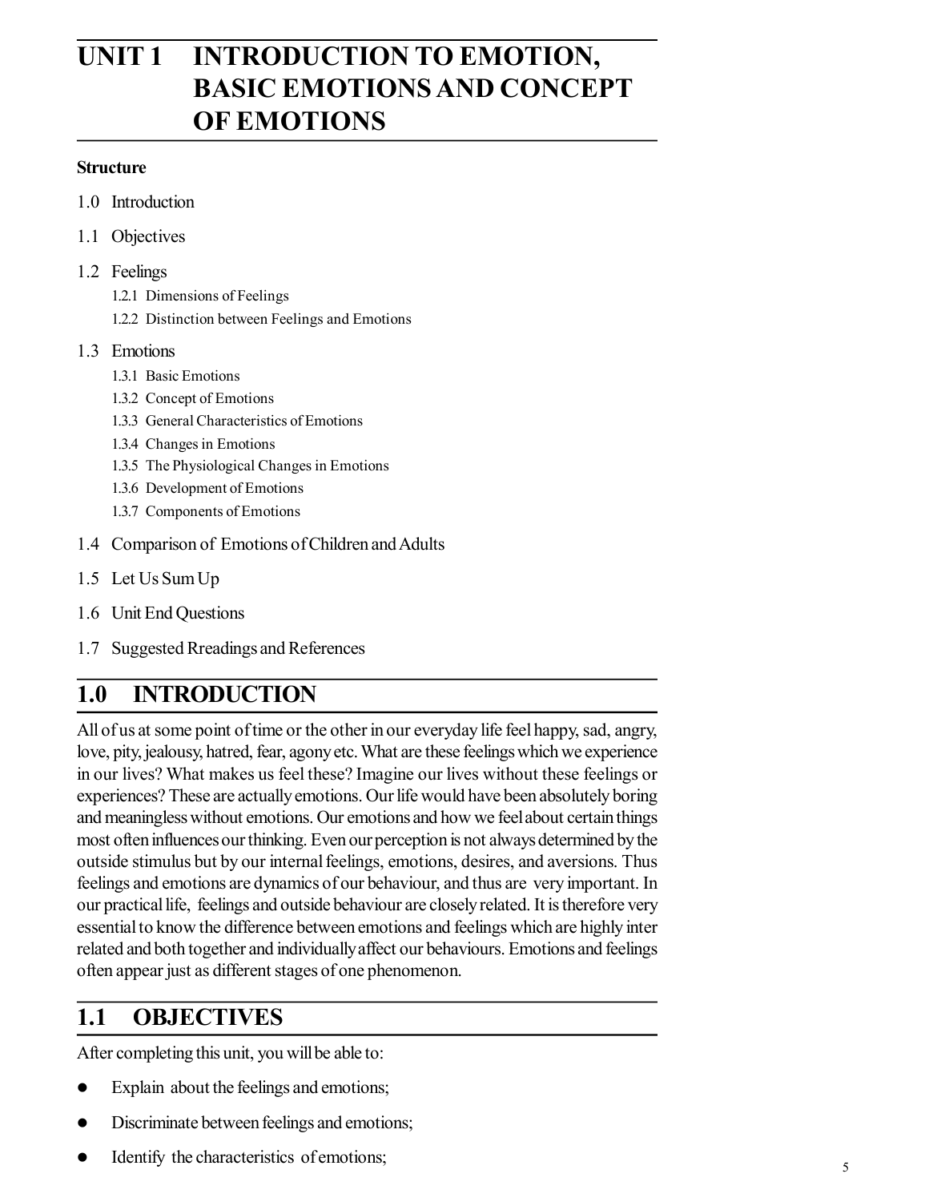# UNIT 1 INTRODUCTION TO EMOTION, BASIC EMOTIONS AND CONCEPT OF EMOTIONS

**Structure**

1.0 Introduction

1.1 Objectives

1.2 Feelings

- 1.2.1 Dimensions of Feelings
- 1.2.2 Distinction between Feelings and Emotions

1.3 Emotions

- 1.3.1 Basic Emotions
- 1.3.2 Concept of Emotions
- 1.3.3 General Characteristics of Emotions
- 1.3.4 Changes in Emotions
- 1.3.5 The Physiological Changes in Emotions
- 1.3.6 Development of Emotions
- 1.3.7 Components of Emotions

1.4 Comparison of Emotions of Children and Adults

1.5 Let Us Sum Up

1.6 Unit End Questions

1.7 Suggested Rreadings and References

## 1.0 INTRODUCTION

All of us at some point of time or the other in our everyday life feel happy, sad, angry, love, pity, jealousy, hatred, fear, agony etc. What are these feelings which we experience in our lives? What makes us feel these? Imagine our lives without these feelings or experiences? These are actually emotions. Our life would have been absolutely boring and meaningless without emotions. Our emotions and how we feel about certain things most often influences our thinking. Even our perception is not always determined by the outside stimulus but by our internal feelings, emotions, desires, and aversions. Thus feelings and emotions are dynamics of our behaviour, and thus are very important. In our practical life, feelings and outside behaviour are closely related. It is therefore very essential to know the difference between emotions and feelings which are highly inter related and both together and individually affect our behaviours. Emotions and feelings often appear just as different stages of one phenomenon.

## 1.1 OBJECTIVES

After completing this unit, you will be able to:

- Explain about the feelings and emotions;
- Discriminate between feelings and emotions;
- Identify the characteristics of emotions;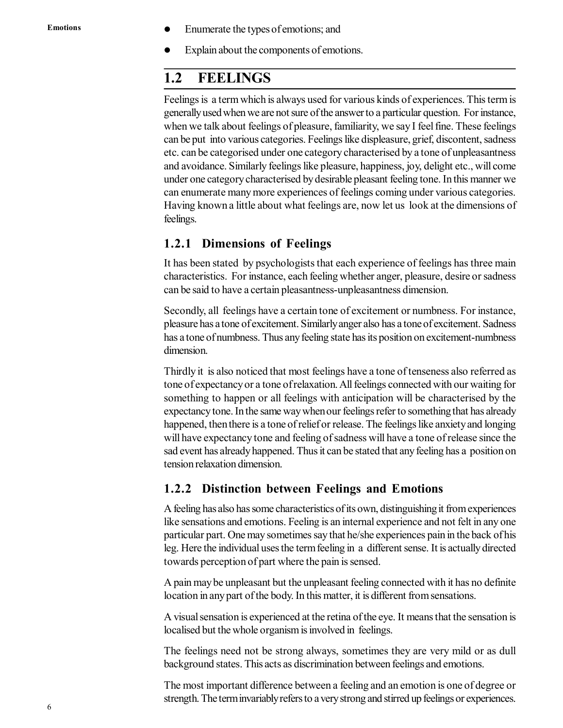- Enumerate the types of emotions; and
- Explain about the components of emotions.

## 1.2 FEELINGS

Feelings is a term which is always used for various kinds of experiences. This term is generally used when we are not sure of the answer to a particular question. For instance, when we talk about feelings of pleasure, familiarity, we say I feel fine. These feelings can be put into various categories. Feelings like displeasure, grief, discontent, sadness etc. can be categorised under one category characterised by a tone of unpleasantness and avoidance. Similarly feelings like pleasure, happiness, joy, delight etc., will come under one category characterised by desirable pleasant feeling tone. In this manner we can enumerate many more experiences of feelings coming under various categories. Having known a little about what feelings are, now let us look at the dimensions of feelings.

### 1.2.1 Dimensions of Feelings

It has been stated by psychologists that each experience of feelings has three main characteristics. For instance, each feeling whether anger, pleasure, desire or sadness can be said to have a certain pleasantness-unpleasantness dimension.

Secondly, all feelings have a certain tone of excitement or numbness. For instance, pleasure has a tone of excitement. Similarly anger also has a tone of excitement. Sadness has a tone of numbness. Thus any feeling state has its position on excitement-numbness dimension.

Thirdly it is also noticed that most feelings have a tone of tenseness also referred as tone of expectancy or a tone of relaxation. All feelings connected with our waiting for something to happen or all feelings with anticipation will be characterised by the expectancy tone. In the same way when our feelings refer to something that has already happened, then there is a tone of relief or release. The feelings like anxiety and longing will have expectancy tone and feeling of sadness will have a tone of release since the sad event has already happened. Thus it can be stated that any feeling has a position on tension relaxation dimension.

### 1.2.2 Distinction between Feelings and Emotions

A feeling has also has some characteristics of its own, distinguishing it from experiences like sensations and emotions. Feeling is an internal experience and not felt in any one particular part. One may sometimes say that he/she experiences pain in the back of his leg. Here the individual uses the term feeling in a different sense. It is actually directed towards perception of part where the pain is sensed.

A pain may be unpleasant but the unpleasant feeling connected with it has no definite location in any part of the body. In this matter, it is different from sensations.

A visual sensation is experienced at the retina of the eye. It means that the sensation is localised but the whole organism is involved in feelings.

The feelings need not be strong always, sometimes they are very mild or as dull background states. This acts as discrimination between feelings and emotions.

The most important difference between a feeling and an emotion is one of degree or strength. The term invariably refers to a very strong and stirred up feelings or experiences.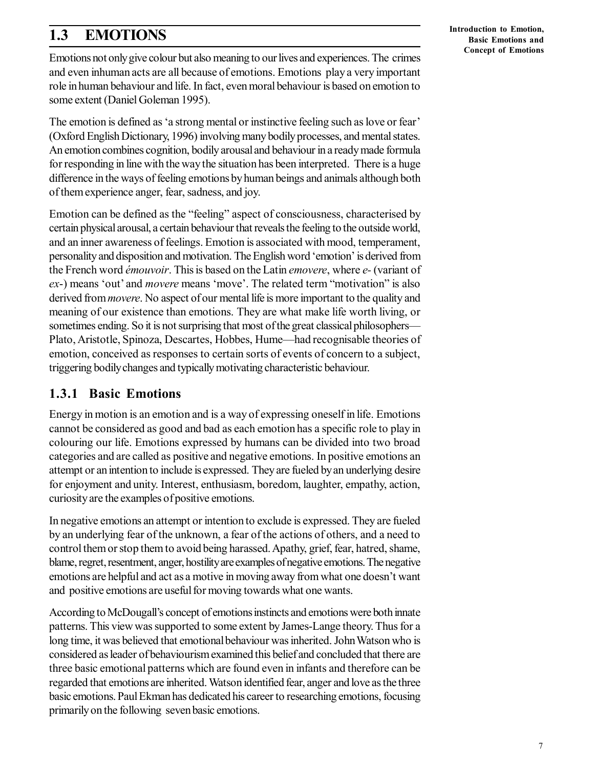## 1.3 EMOTIONS

Emotions not only give colour but also meaning to our lives and experiences. The crimes and even inhuman acts are all because of emotions. Emotions play a very important role in human behaviour and life. In fact, even moral behaviour is based on emotion to some extent (Daniel Goleman 1995).

The emotion is defined as 'a strong mental or instinctive feeling such as love or fear' (Oxford English Dictionary, 1996) involving many bodily processes, and mental states. An emotion combines cognition, bodily arousal and behaviour in a ready made formula for responding in line with the way the situation has been interpreted. There is a huge difference in the ways of feeling emotions by human beings and animals although both of them experience anger, fear, sadness, and joy.

Emotion can be defined as the "feeling" aspect of consciousness, characterised by certain physical arousal, a certain behaviour that reveals the feeling to the outside world, and an inner awareness of feelings. Emotion is associated with mood, temperament, personality and disposition and motivation. The English word 'emotion' is derived from the French word *émouvoir*. This is based on the Latin *emovere*, where *e-* (variant of *ex-*) means 'out' and *movere* means 'move'. The related term "motivation" is also derived from *movere*. No aspect of our mental life is more important to the quality and meaning of our existence than emotions. They are what make life worth living, or sometimes ending. So it is not surprising that most of the great classical philosophers—Plato, Aristotle, Spinoza, Descartes, Hobbes, Hume—had recognisable theories of emotion, conceived as responses to certain sorts of events of concern to a subject, triggering bodily changes and typically motivating characteristic behaviour.

### 1.3.1 Basic Emotions

Energy in motion is an emotion and is a way of expressing oneself in life. Emotions cannot be considered as good and bad as each emotion has a specific role to play in colouring our life. Emotions expressed by humans can be divided into two broad categories and are called as positive and negative emotions. In positive emotions an attempt or an intention to include is expressed. They are fueled by an underlying desire for enjoyment and unity. Interest, enthusiasm, boredom, laughter, empathy, action, curiosity are the examples of positive emotions.

In negative emotions an attempt or intention to exclude is expressed. They are fueled by an underlying fear of the unknown, a fear of the actions of others, and a need to control them or stop them to avoid being harassed. Apathy, grief, fear, hatred, shame, blame, regret, resentment, anger, hostility are examples of negative emotions. The negative emotions are helpful and act as a motive in moving away from what one doesn't want and positive emotions are useful for moving towards what one wants.

According to McDougall's concept of emotions instincts and emotions were both innate patterns. This view was supported to some extent by James-Lange theory. Thus for a long time, it was believed that emotional behaviour was inherited. John Watson who is considered as leader of behaviourism examined this belief and concluded that there are three basic emotional patterns which are found even in infants and therefore can be regarded that emotions are inherited. Watson identified fear, anger and love as the three basic emotions. Paul Ekman has dedicated his career to researching emotions, focusing primarily on the following seven basic emotions.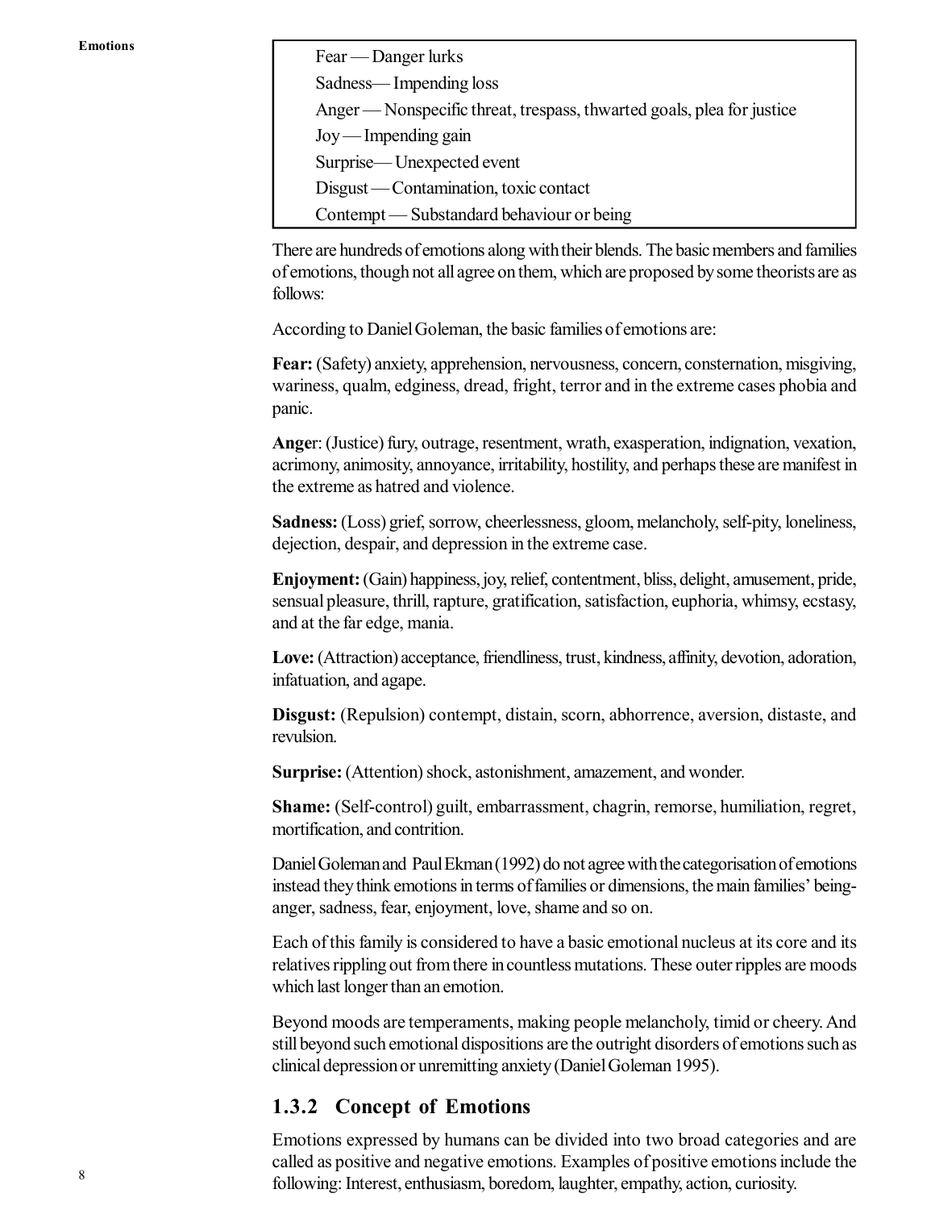Fear — Danger lurks

Sadness— Impending loss

Anger — Nonspecific threat, trespass, thwarted goals, plea for justice

Joy — Impending gain

Surprise— Unexpected event

Disgust — Contamination, toxic contact

Contempt — Substandard behaviour or being

There are hundreds of emotions along with their blends. The basic members and families of emotions, though not all agree on them, which are proposed by some theorists are as follows:

According to Daniel Goleman, the basic families of emotions are:

**Fear:** (Safety) anxiety, apprehension, nervousness, concern, consternation, misgiving, wariness, qualm, edginess, dread, fright, terror and in the extreme cases phobia and panic.

**Anger**: (Justice) fury, outrage, resentment, wrath, exasperation, indignation, vexation, acrimony, animosity, annoyance, irritability, hostility, and perhaps these are manifest in the extreme as hatred and violence.

**Sadness:** (Loss) grief, sorrow, cheerlessness, gloom, melancholy, self-pity, loneliness, dejection, despair, and depression in the extreme case.

**Enjoyment:** (Gain) happiness, joy, relief, contentment, bliss, delight, amusement, pride, sensual pleasure, thrill, rapture, gratification, satisfaction, euphoria, whimsy, ecstasy, and at the far edge, mania.

**Love:** (Attraction) acceptance, friendliness, trust, kindness, affinity, devotion, adoration, infatuation, and agape.

**Disgust:** (Repulsion) contempt, distain, scorn, abhorrence, aversion, distaste, and revulsion.

**Surprise:** (Attention) shock, astonishment, amazement, and wonder.

**Shame:** (Self-control) guilt, embarrassment, chagrin, remorse, humiliation, regret, mortification, and contrition.

Daniel Goleman and Paul Ekman (1992) do not agree with the categorisation of emotions instead they think emotions in terms of families or dimensions, the main families' being- anger, sadness, fear, enjoyment, love, shame and so on.

Each of this family is considered to have a basic emotional nucleus at its core and its relatives rippling out from there in countless mutations. These outer ripples are moods which last longer than an emotion.

Beyond moods are temperaments, making people melancholy, timid or cheery. And still beyond such emotional dispositions are the outright disorders of emotions such as clinical depression or unremitting anxiety (Daniel Goleman 1995).

### 1.3.2 Concept of Emotions

Emotions expressed by humans can be divided into two broad categories and are called as positive and negative emotions. Examples of positive emotions include the following: Interest, enthusiasm, boredom, laughter, empathy, action, curiosity.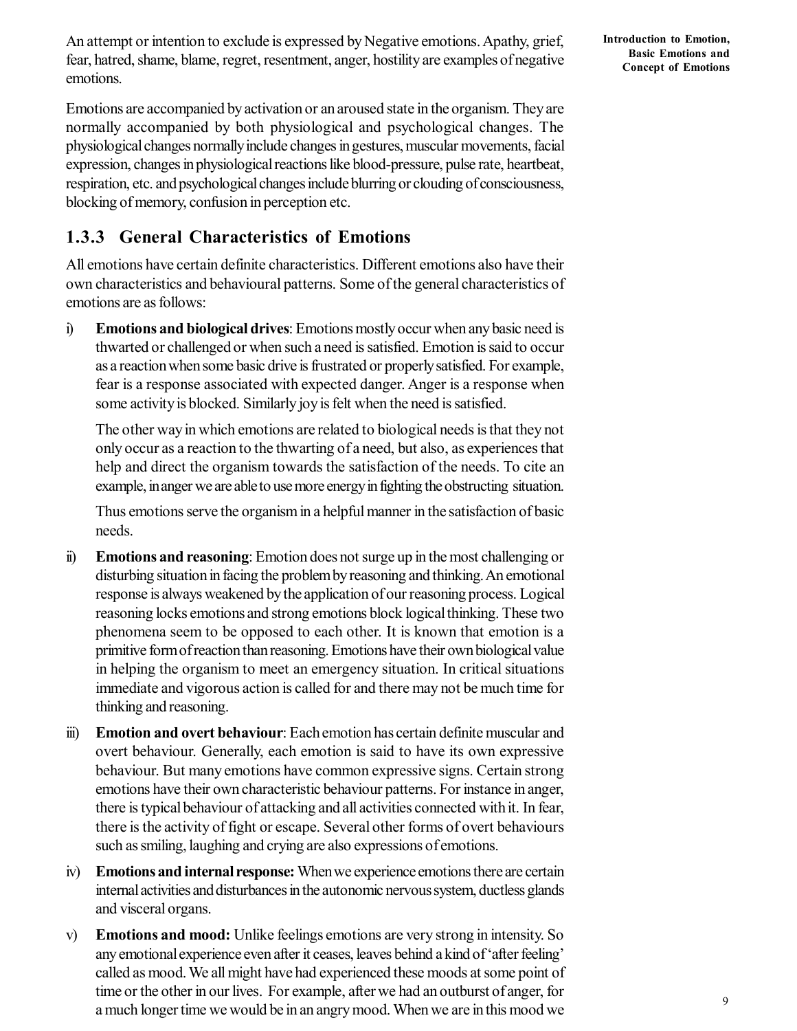An attempt or intention to exclude is expressed by Negative emotions. Apathy, grief, fear, hatred, shame, blame, regret, resentment, anger, hostility are examples of negative emotions.

Emotions are accompanied by activation or an aroused state in the organism. They are normally accompanied by both physiological and psychological changes. The physiological changes normally include changes in gestures, muscular movements, facial expression, changes in physiological reactions like blood-pressure, pulse rate, heartbeat, respiration, etc. and psychological changes include blurring or clouding of consciousness, blocking of memory, confusion in perception etc.

### 1.3.3 General Characteristics of Emotions

All emotions have certain definite characteristics. Different emotions also have their own characteristics and behavioural patterns. Some of the general characteristics of emotions are as follows:

i) **Emotions and biological drives**: Emotions mostly occur when any basic need is thwarted or challenged or when such a need is satisfied. Emotion is said to occur as a reaction when some basic drive is frustrated or properly satisfied. For example, fear is a response associated with expected danger. Anger is a response when some activity is blocked. Similarly joy is felt when the need is satisfied.

   The other way in which emotions are related to biological needs is that they not only occur as a reaction to the thwarting of a need, but also, as experiences that help and direct the organism towards the satisfaction of the needs. To cite an example, in anger we are able to use more energy in fighting the obstructing situation.

   Thus emotions serve the organism in a helpful manner in the satisfaction of basic needs.

ii) **Emotions and reasoning**: Emotion does not surge up in the most challenging or disturbing situation in facing the problem by reasoning and thinking. An emotional response is always weakened by the application of our reasoning process. Logical reasoning locks emotions and strong emotions block logical thinking. These two phenomena seem to be opposed to each other. It is known that emotion is a primitive form of reaction than reasoning. Emotions have their own biological value in helping the organism to meet an emergency situation. In critical situations immediate and vigorous action is called for and there may not be much time for thinking and reasoning.

iii) **Emotion and overt behaviour**: Each emotion has certain definite muscular and overt behaviour. Generally, each emotion is said to have its own expressive behaviour. But many emotions have common expressive signs. Certain strong emotions have their own characteristic behaviour patterns. For instance in anger, there is typical behaviour of attacking and all activities connected with it. In fear, there is the activity of fight or escape. Several other forms of overt behaviours such as smiling, laughing and crying are also expressions of emotions.

iv) **Emotions and internal response:** When we experience emotions there are certain internal activities and disturbances in the autonomic nervous system, ductless glands and visceral organs.

v) **Emotions and mood:** Unlike feelings emotions are very strong in intensity. So any emotional experience even after it ceases, leaves behind a kind of 'after feeling' called as mood. We all might have had experienced these moods at some point of time or the other in our lives. For example, after we had an outburst of anger, for a much longer time we would be in an angry mood. When we are in this mood we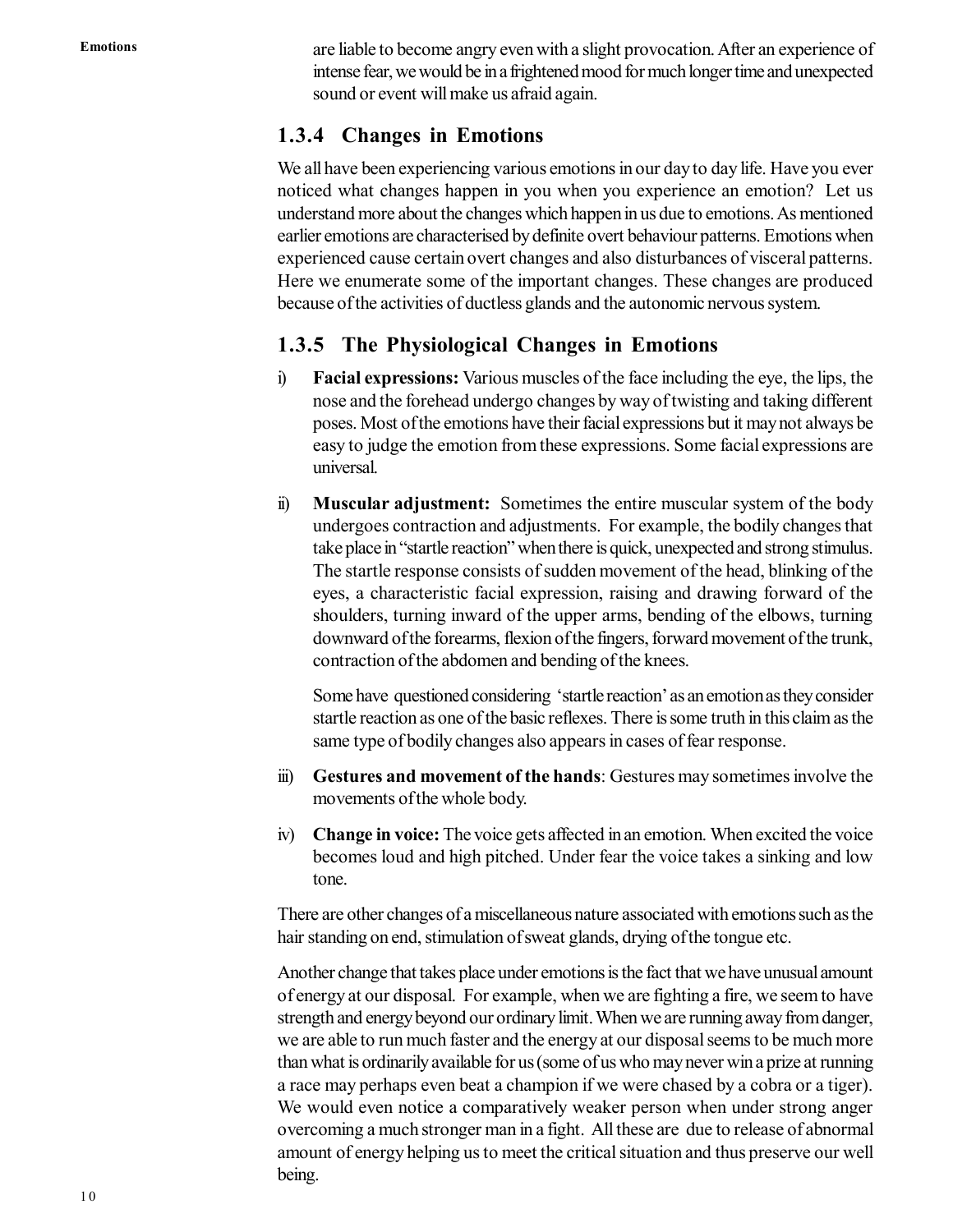are liable to become angry even with a slight provocation. After an experience of intense fear, we would be in a frightened mood for much longer time and unexpected sound or event will make us afraid again.

### 1.3.4 Changes in Emotions

We all have been experiencing various emotions in our day to day life. Have you ever noticed what changes happen in you when you experience an emotion? Let us understand more about the changes which happen in us due to emotions. As mentioned earlier emotions are characterised by definite overt behaviour patterns. Emotions when experienced cause certain overt changes and also disturbances of visceral patterns. Here we enumerate some of the important changes. These changes are produced because of the activities of ductless glands and the autonomic nervous system.

### 1.3.5 The Physiological Changes in Emotions

i) **Facial expressions:** Various muscles of the face including the eye, the lips, the nose and the forehead undergo changes by way of twisting and taking different poses. Most of the emotions have their facial expressions but it may not always be easy to judge the emotion from these expressions. Some facial expressions are universal.

ii) **Muscular adjustment:** Sometimes the entire muscular system of the body undergoes contraction and adjustments. For example, the bodily changes that take place in "startle reaction" when there is quick, unexpected and strong stimulus. The startle response consists of sudden movement of the head, blinking of the eyes, a characteristic facial expression, raising and drawing forward of the shoulders, turning inward of the upper arms, bending of the elbows, turning downward of the forearms, flexion of the fingers, forward movement of the trunk, contraction of the abdomen and bending of the knees.

   Some have questioned considering 'startle reaction' as an emotion as they consider startle reaction as one of the basic reflexes. There is some truth in this claim as the same type of bodily changes also appears in cases of fear response.

iii) **Gestures and movement of the hands**: Gestures may sometimes involve the movements of the whole body.

iv) **Change in voice:** The voice gets affected in an emotion. When excited the voice becomes loud and high pitched. Under fear the voice takes a sinking and low tone.

There are other changes of a miscellaneous nature associated with emotions such as the hair standing on end, stimulation of sweat glands, drying of the tongue etc.

Another change that takes place under emotions is the fact that we have unusual amount of energy at our disposal. For example, when we are fighting a fire, we seem to have strength and energy beyond our ordinary limit. When we are running away from danger, we are able to run much faster and the energy at our disposal seems to be much more than what is ordinarily available for us (some of us who may never win a prize at running a race may perhaps even beat a champion if we were chased by a cobra or a tiger). We would even notice a comparatively weaker person when under strong anger overcoming a much stronger man in a fight. All these are due to release of abnormal amount of energy helping us to meet the critical situation and thus preserve our well being.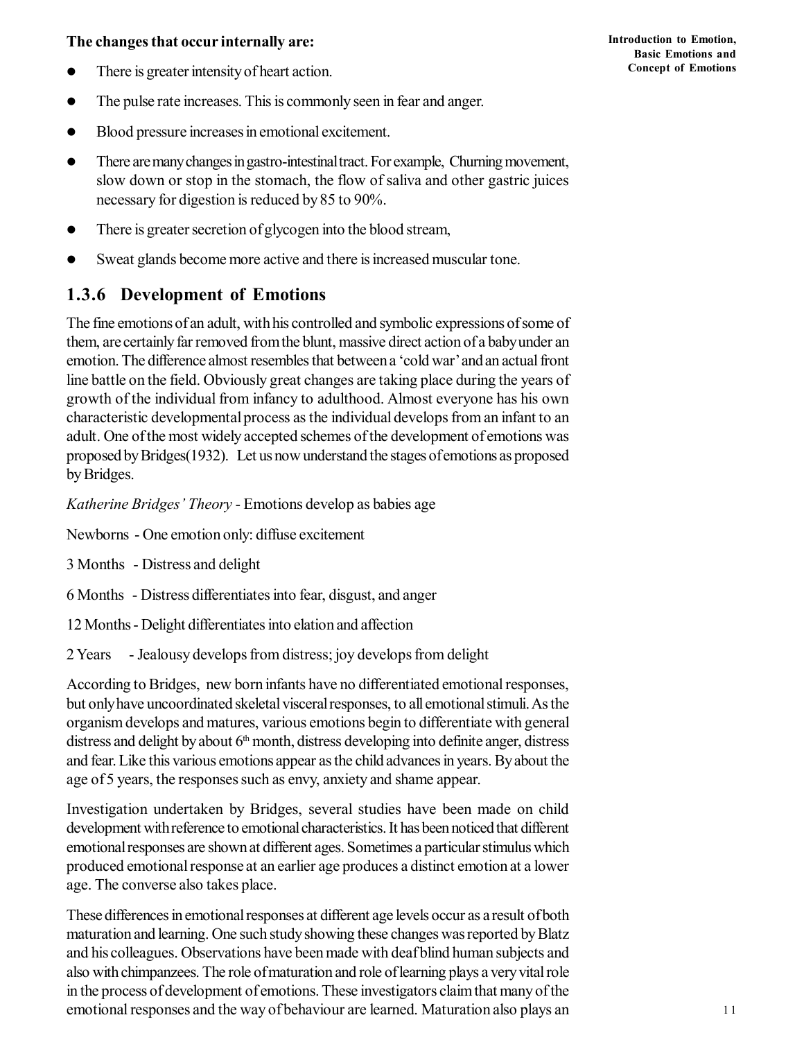**The changes that occur internally are:**

- There is greater intensity of heart action.
- The pulse rate increases. This is commonly seen in fear and anger.
- Blood pressure increases in emotional excitement.
- There are many changes in gastro-intestinal tract. For example, Churning movement, slow down or stop in the stomach, the flow of saliva and other gastric juices necessary for digestion is reduced by 85 to 90%.
- There is greater secretion of glycogen into the blood stream,
- Sweat glands become more active and there is increased muscular tone.

### 1.3.6 Development of Emotions

The fine emotions of an adult, with his controlled and symbolic expressions of some of them, are certainly far removed from the blunt, massive direct action of a baby under an emotion. The difference almost resembles that between a 'cold war' and an actual front line battle on the field. Obviously great changes are taking place during the years of growth of the individual from infancy to adulthood. Almost everyone has his own characteristic developmental process as the individual develops from an infant to an adult. One of the most widely accepted schemes of the development of emotions was proposed by Bridges(1932). Let us now understand the stages of emotions as proposed by Bridges.

*Katherine Bridges' Theory* - Emotions develop as babies age

Newborns - One emotion only: diffuse excitement

3 Months - Distress and delight

6 Months - Distress differentiates into fear, disgust, and anger

12 Months - Delight differentiates into elation and affection

2 Years - Jealousy develops from distress; joy develops from delight

According to Bridges, new born infants have no differentiated emotional responses, but only have uncoordinated skeletal visceral responses, to all emotional stimuli. As the organism develops and matures, various emotions begin to differentiate with general distress and delight by about 6th month, distress developing into definite anger, distress and fear. Like this various emotions appear as the child advances in years. By about the age of 5 years, the responses such as envy, anxiety and shame appear.

Investigation undertaken by Bridges, several studies have been made on child development with reference to emotional characteristics. It has been noticed that different emotional responses are shown at different ages. Sometimes a particular stimulus which produced emotional response at an earlier age produces a distinct emotion at a lower age. The converse also takes place.

These differences in emotional responses at different age levels occur as a result of both maturation and learning. One such study showing these changes was reported by Blatz and his colleagues. Observations have been made with deaf blind human subjects and also with chimpanzees. The role of maturation and role of learning plays a very vital role in the process of development of emotions. These investigators claim that many of the emotional responses and the way of behaviour are learned. Maturation also plays an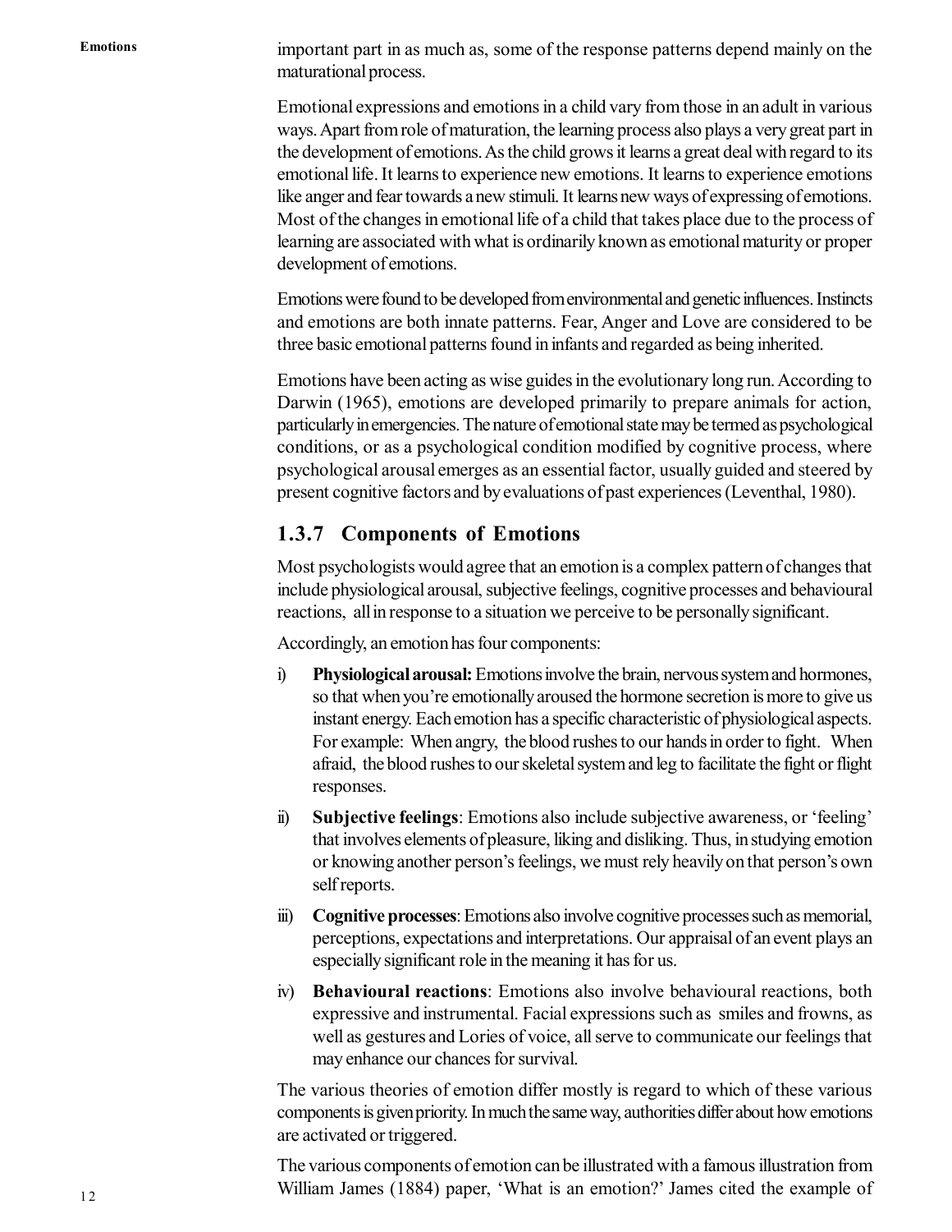important part in as much as, some of the response patterns depend mainly on the maturational process.

Emotional expressions and emotions in a child vary from those in an adult in various ways. Apart from role of maturation, the learning process also plays a very great part in the development of emotions. As the child grows it learns a great deal with regard to its emotional life. It learns to experience new emotions. It learns to experience emotions like anger and fear towards a new stimuli. It learns new ways of expressing of emotions. Most of the changes in emotional life of a child that takes place due to the process of learning are associated with what is ordinarily known as emotional maturity or proper development of emotions.

Emotions were found to be developed from environmental and genetic influences. Instincts and emotions are both innate patterns. Fear, Anger and Love are considered to be three basic emotional patterns found in infants and regarded as being inherited.

Emotions have been acting as wise guides in the evolutionary long run. According to Darwin (1965), emotions are developed primarily to prepare animals for action, particularly in emergencies. The nature of emotional state may be termed as psychological conditions, or as a psychological condition modified by cognitive process, where psychological arousal emerges as an essential factor, usually guided and steered by present cognitive factors and by evaluations of past experiences (Leventhal, 1980).

### 1.3.7 Components of Emotions

Most psychologists would agree that an emotion is a complex pattern of changes that include physiological arousal, subjective feelings, cognitive processes and behavioural reactions, all in response to a situation we perceive to be personally significant.

Accordingly, an emotion has four components:

i) **Physiological arousal:** Emotions involve the brain, nervous system and hormones, so that when you're emotionally aroused the hormone secretion is more to give us instant energy. Each emotion has a specific characteristic of physiological aspects. For example: When angry, the blood rushes to our hands in order to fight. When afraid, the blood rushes to our skeletal system and leg to facilitate the fight or flight responses.

ii) **Subjective feelings**: Emotions also include subjective awareness, or 'feeling' that involves elements of pleasure, liking and disliking. Thus, in studying emotion or knowing another person's feelings, we must rely heavily on that person's own self reports.

iii) **Cognitive processes**: Emotions also involve cognitive processes such as memorial, perceptions, expectations and interpretations. Our appraisal of an event plays an especially significant role in the meaning it has for us.

iv) **Behavioural reactions**: Emotions also involve behavioural reactions, both expressive and instrumental. Facial expressions such as smiles and frowns, as well as gestures and Lories of voice, all serve to communicate our feelings that may enhance our chances for survival.

The various theories of emotion differ mostly is regard to which of these various components is given priority. In much the same way, authorities differ about how emotions are activated or triggered.

The various components of emotion can be illustrated with a famous illustration from William James (1884) paper, 'What is an emotion?' James cited the example of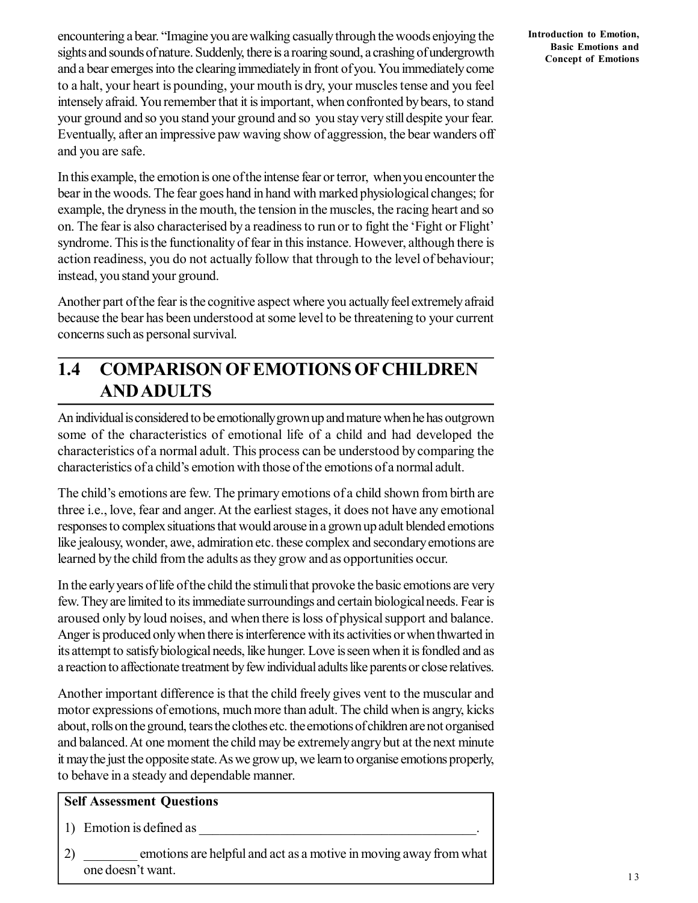encountering a bear. "Imagine you are walking casually through the woods enjoying the sights and sounds of nature. Suddenly, there is a roaring sound, a crashing of undergrowth and a bear emerges into the clearing immediately in front of you. You immediately come to a halt, your heart is pounding, your mouth is dry, your muscles tense and you feel intensely afraid. You remember that it is important, when confronted by bears, to stand your ground and so you stand your ground and so you stay very still despite your fear. Eventually, after an impressive paw waving show of aggression, the bear wanders off and you are safe.

In this example, the emotion is one of the intense fear or terror, when you encounter the bear in the woods. The fear goes hand in hand with marked physiological changes; for example, the dryness in the mouth, the tension in the muscles, the racing heart and so on. The fear is also characterised by a readiness to run or to fight the 'Fight or Flight' syndrome. This is the functionality of fear in this instance. However, although there is action readiness, you do not actually follow that through to the level of behaviour; instead, you stand your ground.

Another part of the fear is the cognitive aspect where you actually feel extremely afraid because the bear has been understood at some level to be threatening to your current concerns such as personal survival.

## 1.4 COMPARISON OF EMOTIONS OF CHILDREN AND ADULTS

An individual is considered to be emotionally grown up and mature when he has outgrown some of the characteristics of emotional life of a child and had developed the characteristics of a normal adult. This process can be understood by comparing the characteristics of a child's emotion with those of the emotions of a normal adult.

The child's emotions are few. The primary emotions of a child shown from birth are three i.e., love, fear and anger. At the earliest stages, it does not have any emotional responses to complex situations that would arouse in a grown up adult blended emotions like jealousy, wonder, awe, admiration etc. these complex and secondary emotions are learned by the child from the adults as they grow and as opportunities occur.

In the early years of life of the child the stimuli that provoke the basic emotions are very few. They are limited to its immediate surroundings and certain biological needs. Fear is aroused only by loud noises, and when there is loss of physical support and balance. Anger is produced only when there is interference with its activities or when thwarted in its attempt to satisfy biological needs, like hunger. Love is seen when it is fondled and as a reaction to affectionate treatment by few individual adults like parents or close relatives.

Another important difference is that the child freely gives vent to the muscular and motor expressions of emotions, much more than adult. The child when is angry, kicks about, rolls on the ground, tears the clothes etc. the emotions of children are not organised and balanced. At one moment the child may be extremely angry but at the next minute it may the just the opposite state. As we grow up, we learn to organise emotions properly, to behave in a steady and dependable manner.

**Self Assessment Questions**

1) Emotion is defined as ________________________________________.

2) ________ emotions are helpful and act as a motive in moving away from what one doesn't want.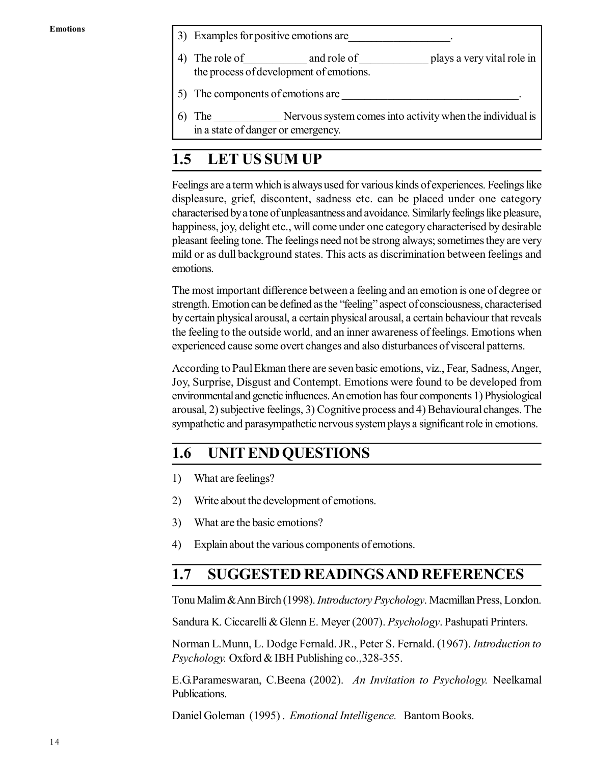3) Examples for positive emotions are__________________.

4) The role of___________ and role of ____________ plays a very vital role in the process of development of emotions.

5) The components of emotions are ________________________________.

6) The ____________ Nervous system comes into activity when the individual is in a state of danger or emergency.

## 1.5 LET US SUM UP

Feelings are a term which is always used for various kinds of experiences. Feelings like displeasure, grief, discontent, sadness etc. can be placed under one category characterised by a tone of unpleasantness and avoidance. Similarly feelings like pleasure, happiness, joy, delight etc., will come under one category characterised by desirable pleasant feeling tone. The feelings need not be strong always; sometimes they are very mild or as dull background states. This acts as discrimination between feelings and emotions.

The most important difference between a feeling and an emotion is one of degree or strength. Emotion can be defined as the "feeling" aspect of consciousness, characterised by certain physical arousal, a certain physical arousal, a certain behaviour that reveals the feeling to the outside world, and an inner awareness of feelings. Emotions when experienced cause some overt changes and also disturbances of visceral patterns.

According to Paul Ekman there are seven basic emotions, viz., Fear, Sadness, Anger, Joy, Surprise, Disgust and Contempt. Emotions were found to be developed from environmental and genetic influences. An emotion has four components 1) Physiological arousal, 2) subjective feelings, 3) Cognitive process and 4) Behavioural changes. The sympathetic and parasympathetic nervous system plays a significant role in emotions.

## 1.6 UNIT END QUESTIONS

1) What are feelings?
2) Write about the development of emotions.
3) What are the basic emotions?
4) Explain about the various components of emotions.

## 1.7 SUGGESTED READINGS AND REFERENCES

Tonu Malim & Ann Birch (1998). *Introductory Psychology*. Macmillan Press, London.

Sandura K. Ciccarelli & Glenn E. Meyer (2007). *Psychology*. Pashupati Printers.

Norman L.Munn, L. Dodge Fernald. JR., Peter S. Fernald. (1967). *Introduction to Psychology.* Oxford & IBH Publishing co.,328-355.

E.G.Parameswaran, C.Beena (2002). *An Invitation to Psychology.* Neelkamal Publications.

Daniel Goleman (1995) . *Emotional Intelligence.* Bantom Books.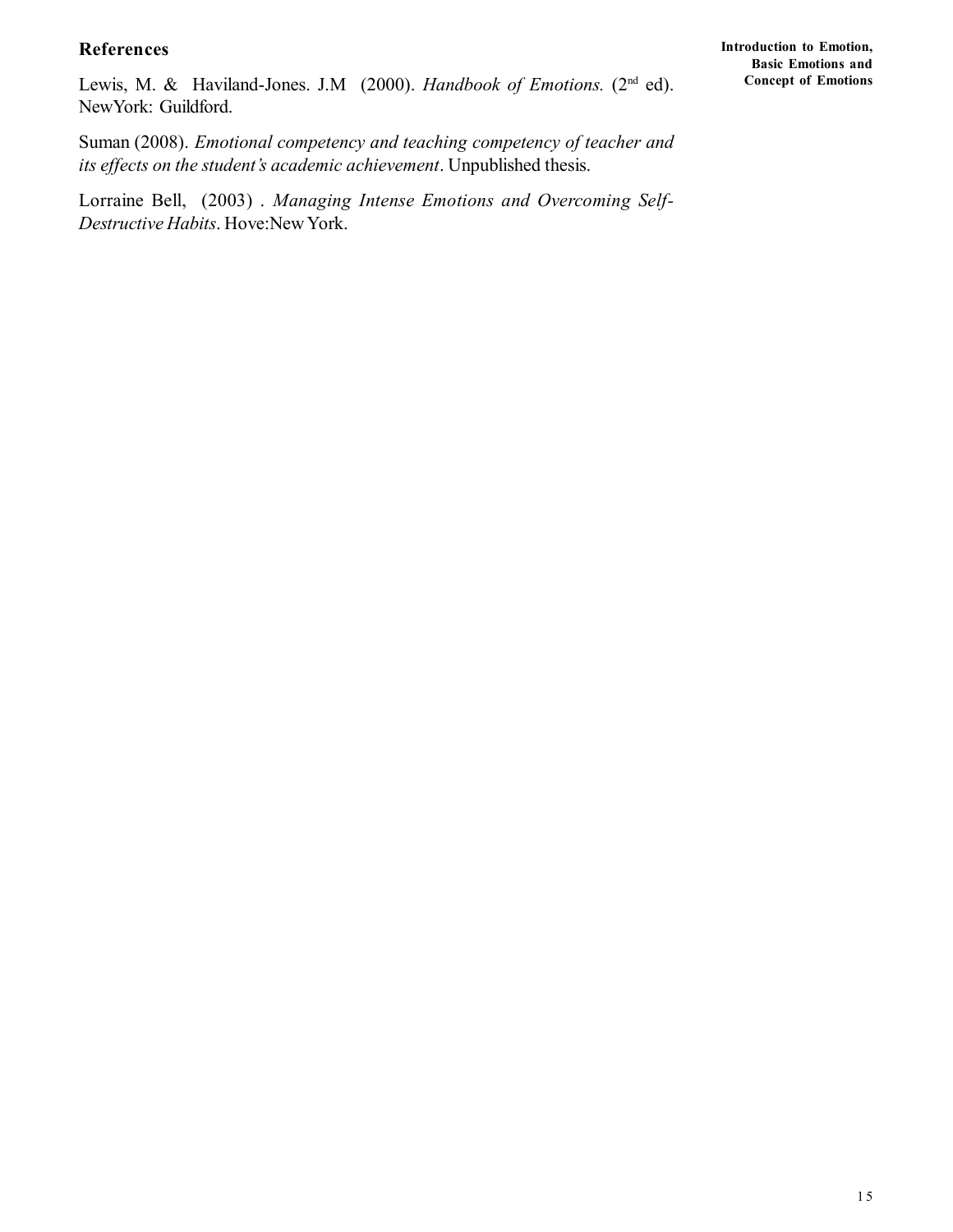## References

Lewis, M. & Haviland-Jones. J.M (2000). *Handbook of Emotions.* (2nd ed). NewYork: Guildford.

Suman (2008). *Emotional competency and teaching competency of teacher and its effects on the student's academic achievement*. Unpublished thesis.

Lorraine Bell, (2003) . *Managing Intense Emotions and Overcoming Self-Destructive Habits*. Hove:New York.